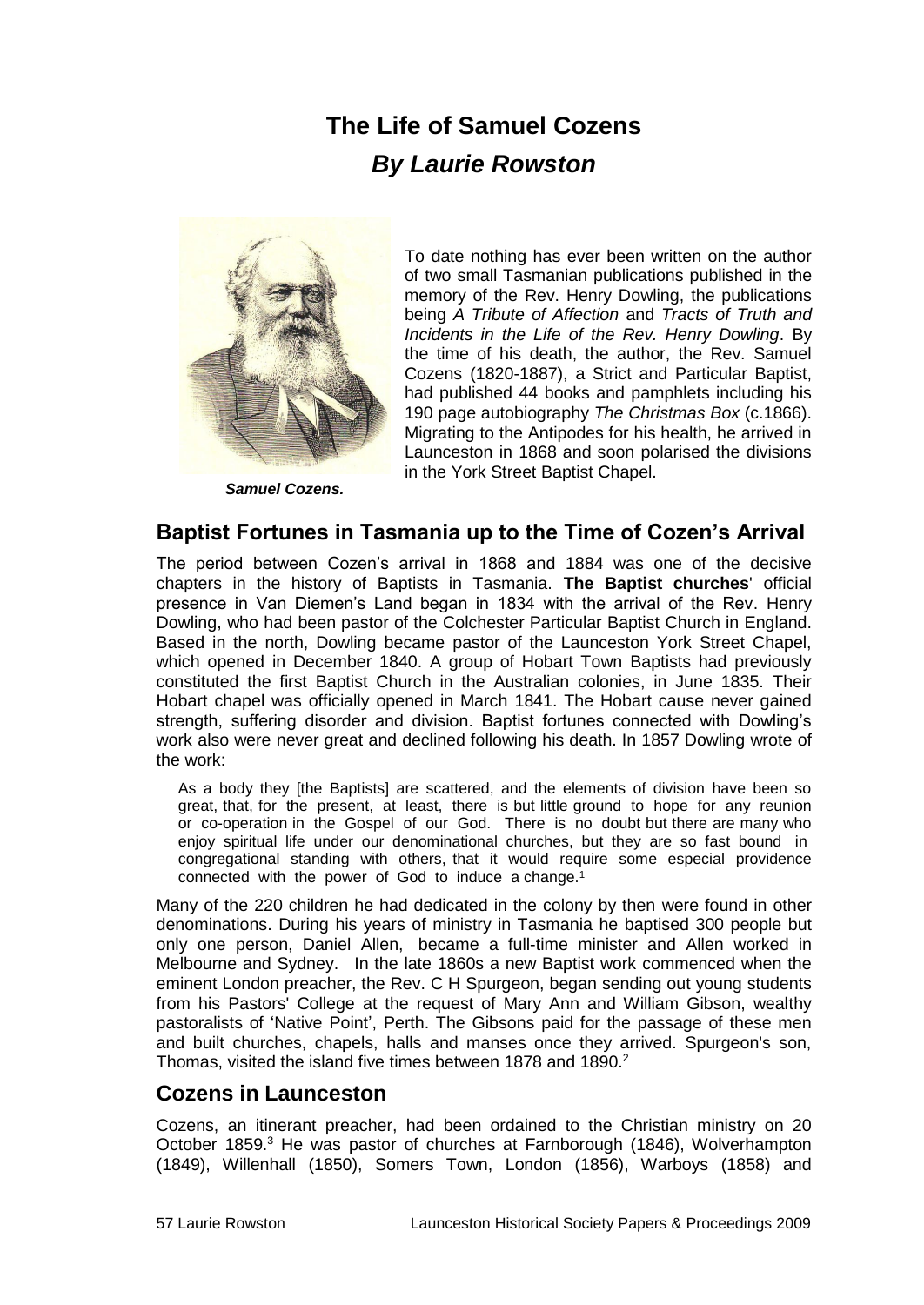# The Life of Samuel Cozens

## *By Laurie Rowston*

*Samuel Cozens.*

To date nothing has ever been written on the author of two small Tasmanian publications published in the memory of the Rev. Henry Dowling, the publications being *A Tribute of Affection* and *Tracts of Truth and Incidents in the Life of the Rev. Henry Dowling*. By the time of his death, the author, the Rev. Samuel Cozens (1820-1887), a Strict and Particular Baptist, had published 44 books and pamphlets including his 190 page autobiography *The Christmas Box* (c.1866). Migrating to the Antipodes for his health, he arrived in Launceston in 1868 and soon polarised the divisions in the York Street Baptist Chapel.

## Baptist Fortunes in Tasmania up to the Time of Cozen's Arrival

The period between Cozen's arrival in 1868 and 1884 was one of the decisive chapters in the history of Baptists in Tasmania. **The Baptist churches**' official presence in Van Diemen's Land began in 1834 with the arrival of the Rev. Henry Dowling, who had been pastor of the Colchester Particular Baptist Church in England. Based in the north, Dowling became pastor of the Launceston York Street Chapel, which opened in December 1840. A group of Hobart Town Baptists had previously constituted the first Baptist Church in the Australian colonies, in June 1835. Their Hobart chapel was officially opened in March 1841. The Hobart cause never gained strength, suffering disorder and division. Baptist fortunes connected with Dowling's work also were never great and declined following his death. In 1857 Dowling wrote of the work:

> As a body they [the Baptists] are scattered, and the elements of division have been so great, that, for the present, at least, there is but little ground to hope for any reunion or co-operation in the Gospel of our God. There is no doubt but there are many who enjoy spiritual life under our denominational churches, but they are so fast bound in congregational standing with others, that it would require some especial providence connected with the power of God to induce a change.[1]

Many of the 220 children he had dedicated in the colony by then were found in other denominations. During his years of ministry in Tasmania he baptised 300 people but only one person, Daniel Allen, became a full-time minister and Allen worked in Melbourne and Sydney. In the late 1860s a new Baptist work commenced when the eminent London preacher, the Rev. C H Spurgeon, began sending out young students from his Pastors' College at the request of Mary Ann and William Gibson, wealthy pastoralists of 'Native Point', Perth. The Gibsons paid for the passage of these men and built churches, chapels, halls and manses once they arrived. Spurgeon's son, Thomas, visited the island five times between 1878 and 1890.[2]

## Cozens in Launceston

Cozens, an itinerant preacher, had been ordained to the Christian ministry on 20 October 1859.[3] He was pastor of churches at Farnborough (1846), Wolverhampton (1849), Willenhall (1850), Somers Town, London (1856), Warboys (1858) and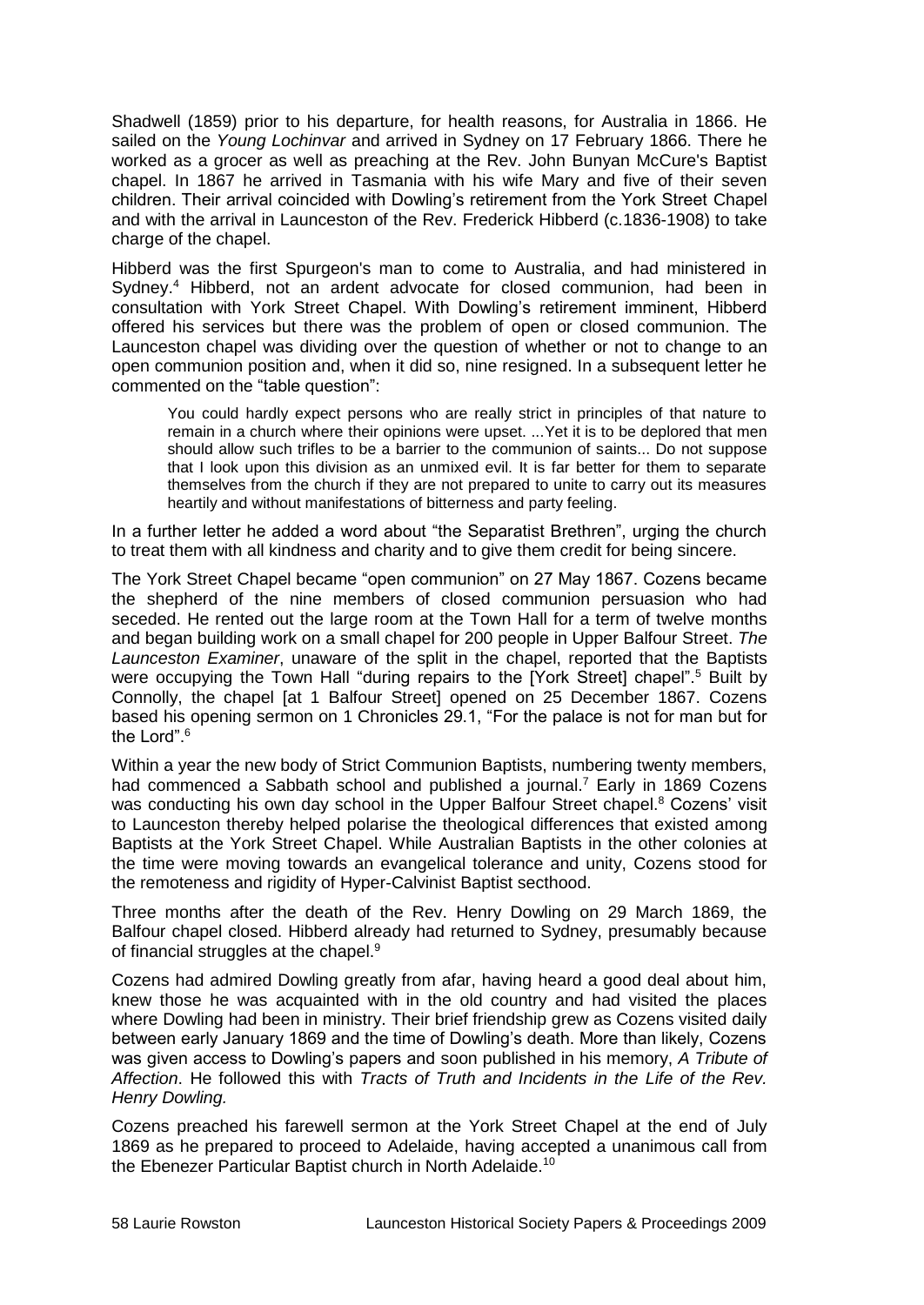Shadwell (1859) prior to his departure, for health reasons, for Australia in 1866. He sailed on the *Young Lochinvar* and arrived in Sydney on 17 February 1866. There he worked as a grocer as well as preaching at the Rev. John Bunyan McCure's Baptist chapel. In 1867 he arrived in Tasmania with his wife Mary and five of their seven children. Their arrival coincided with Dowling's retirement from the York Street Chapel and with the arrival in Launceston of the Rev. Frederick Hibberd (c.1836-1908) to take charge of the chapel.

Hibberd was the first Spurgeon's man to come to Australia, and had ministered in Sydney.[4] Hibberd, not an ardent advocate for closed communion, had been in consultation with York Street Chapel. With Dowling's retirement imminent, Hibberd offered his services but there was the problem of open or closed communion. The Launceston chapel was dividing over the question of whether or not to change to an open communion position and, when it did so, nine resigned. In a subsequent letter he commented on the "table question":

> You could hardly expect persons who are really strict in principles of that nature to remain in a church where their opinions were upset. ...Yet it is to be deplored that men should allow such trifles to be a barrier to the communion of saints... Do not suppose that I look upon this division as an unmixed evil. It is far better for them to separate themselves from the church if they are not prepared to unite to carry out its measures heartily and without manifestations of bitterness and party feeling.

In a further letter he added a word about "the Separatist Brethren", urging the church to treat them with all kindness and charity and to give them credit for being sincere.

The York Street Chapel became "open communion" on 27 May 1867. Cozens became the shepherd of the nine members of closed communion persuasion who had seceded. He rented out the large room at the Town Hall for a term of twelve months and began building work on a small chapel for 200 people in Upper Balfour Street. *The Launceston Examiner*, unaware of the split in the chapel, reported that the Baptists were occupying the Town Hall "during repairs to the [York Street] chapel".[5] Built by Connolly, the chapel [at 1 Balfour Street] opened on 25 December 1867. Cozens based his opening sermon on 1 Chronicles 29.1, "For the palace is not for man but for the Lord".[6]

Within a year the new body of Strict Communion Baptists, numbering twenty members, had commenced a Sabbath school and published a journal.[7] Early in 1869 Cozens was conducting his own day school in the Upper Balfour Street chapel.[8] Cozens' visit to Launceston thereby helped polarise the theological differences that existed among Baptists at the York Street Chapel. While Australian Baptists in the other colonies at the time were moving towards an evangelical tolerance and unity, Cozens stood for the remoteness and rigidity of Hyper-Calvinist Baptist secthood.

Three months after the death of the Rev. Henry Dowling on 29 March 1869, the Balfour chapel closed. Hibberd already had returned to Sydney, presumably because of financial struggles at the chapel.[9]

Cozens had admired Dowling greatly from afar, having heard a good deal about him, knew those he was acquainted with in the old country and had visited the places where Dowling had been in ministry. Their brief friendship grew as Cozens visited daily between early January 1869 and the time of Dowling's death. More than likely, Cozens was given access to Dowling's papers and soon published in his memory, *A Tribute of Affection*. He followed this with *Tracts of Truth and Incidents in the Life of the Rev. Henry Dowling.*

Cozens preached his farewell sermon at the York Street Chapel at the end of July 1869 as he prepared to proceed to Adelaide, having accepted a unanimous call from the Ebenezer Particular Baptist church in North Adelaide.[10]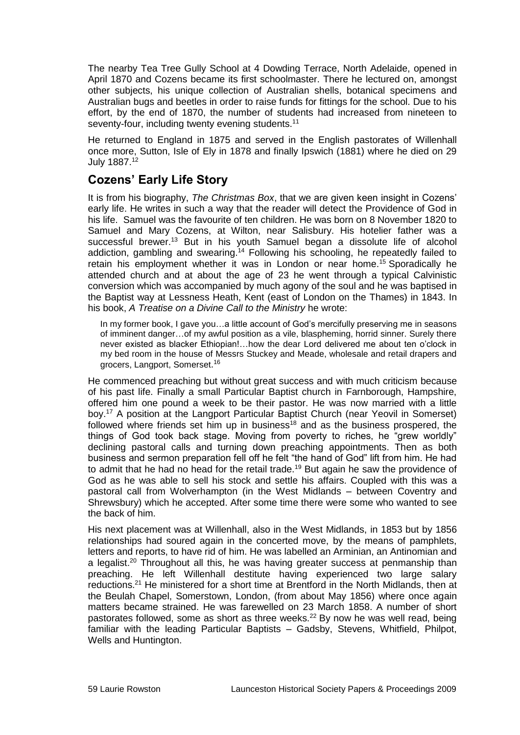The nearby Tea Tree Gully School at 4 Dowding Terrace, North Adelaide, opened in April 1870 and Cozens became its first schoolmaster. There he lectured on, amongst other subjects, his unique collection of Australian shells, botanical specimens and Australian bugs and beetles in order to raise funds for fittings for the school. Due to his effort, by the end of 1870, the number of students had increased from nineteen to seventy-four, including twenty evening students.[11]

He returned to England in 1875 and served in the English pastorates of Willenhall once more, Sutton, Isle of Ely in 1878 and finally Ipswich (1881) where he died on 29 July 1887.[12]

## Cozens' Early Life Story

It is from his biography, *The Christmas Box*, that we are given keen insight in Cozens' early life. He writes in such a way that the reader will detect the Providence of God in his life. Samuel was the favourite of ten children. He was born on 8 November 1820 to Samuel and Mary Cozens, at Wilton, near Salisbury. His hotelier father was a successful brewer.[13] But in his youth Samuel began a dissolute life of alcohol addiction, gambling and swearing.[14] Following his schooling, he repeatedly failed to retain his employment whether it was in London or near home.[15] Sporadically he attended church and at about the age of 23 he went through a typical Calvinistic conversion which was accompanied by much agony of the soul and he was baptised in the Baptist way at Lessness Heath, Kent (east of London on the Thames) in 1843. In his book, *A Treatise on a Divine Call to the Ministry* he wrote:

> In my former book, I gave you…a little account of God's mercifully preserving me in seasons of imminent danger…of my awful position as a vile, blaspheming, horrid sinner. Surely there never existed as blacker Ethiopian!…how the dear Lord delivered me about ten o'clock in my bed room in the house of Messrs Stuckey and Meade, wholesale and retail drapers and grocers, Langport, Somerset.[16]

He commenced preaching but without great success and with much criticism because of his past life. Finally a small Particular Baptist church in Farnborough, Hampshire, offered him one pound a week to be their pastor. He was now married with a little boy.[17] A position at the Langport Particular Baptist Church (near Yeovil in Somerset) followed where friends set him up in business[18] and as the business prospered, the things of God took back stage. Moving from poverty to riches, he "grew worldly" declining pastoral calls and turning down preaching appointments. Then as both business and sermon preparation fell off he felt "the hand of God" lift from him. He had to admit that he had no head for the retail trade.[19] But again he saw the providence of God as he was able to sell his stock and settle his affairs. Coupled with this was a pastoral call from Wolverhampton (in the West Midlands – between Coventry and Shrewsbury) which he accepted. After some time there were some who wanted to see the back of him.

His next placement was at Willenhall, also in the West Midlands, in 1853 but by 1856 relationships had soured again in the concerted move, by the means of pamphlets, letters and reports, to have rid of him. He was labelled an Arminian, an Antinomian and a legalist.[20] Throughout all this, he was having greater success at penmanship than preaching. He left Willenhall destitute having experienced two large salary reductions.[21] He ministered for a short time at Brentford in the North Midlands, then at the Beulah Chapel, Somerstown, London, (from about May 1856) where once again matters became strained. He was farewelled on 23 March 1858. A number of short pastorates followed, some as short as three weeks.[22] By now he was well read, being familiar with the leading Particular Baptists – Gadsby, Stevens, Whitfield, Philpot, Wells and Huntington.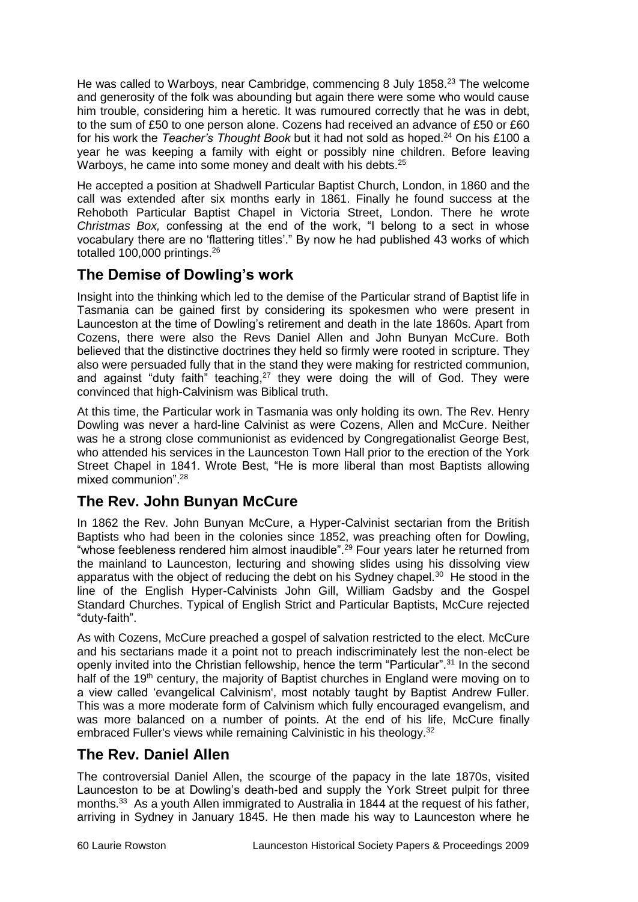He was called to Warboys, near Cambridge, commencing 8 July 1858.[23] The welcome and generosity of the folk was abounding but again there were some who would cause him trouble, considering him a heretic. It was rumoured correctly that he was in debt, to the sum of £50 to one person alone. Cozens had received an advance of £50 or £60 for his work the *Teacher's Thought Book* but it had not sold as hoped.[24] On his £100 a year he was keeping a family with eight or possibly nine children. Before leaving Warboys, he came into some money and dealt with his debts.[25]

He accepted a position at Shadwell Particular Baptist Church, London, in 1860 and the call was extended after six months early in 1861. Finally he found success at the Rehoboth Particular Baptist Chapel in Victoria Street, London. There he wrote *Christmas Box,* confessing at the end of the work, "I belong to a sect in whose vocabulary there are no 'flattering titles'." By now he had published 43 works of which totalled 100,000 printings.[26]

## The Demise of Dowling's work

Insight into the thinking which led to the demise of the Particular strand of Baptist life in Tasmania can be gained first by considering its spokesmen who were present in Launceston at the time of Dowling's retirement and death in the late 1860s. Apart from Cozens, there were also the Revs Daniel Allen and John Bunyan McCure. Both believed that the distinctive doctrines they held so firmly were rooted in scripture. They also were persuaded fully that in the stand they were making for restricted communion, and against "duty faith" teaching,[27] they were doing the will of God. They were convinced that high-Calvinism was Biblical truth.

At this time, the Particular work in Tasmania was only holding its own. The Rev. Henry Dowling was never a hard-line Calvinist as were Cozens, Allen and McCure. Neither was he a strong close communionist as evidenced by Congregationalist George Best, who attended his services in the Launceston Town Hall prior to the erection of the York Street Chapel in 1841. Wrote Best, "He is more liberal than most Baptists allowing mixed communion".[28]

## The Rev. John Bunyan McCure

In 1862 the Rev. John Bunyan McCure, a Hyper-Calvinist sectarian from the British Baptists who had been in the colonies since 1852, was preaching often for Dowling, "whose feebleness rendered him almost inaudible".[29] Four years later he returned from the mainland to Launceston, lecturing and showing slides using his dissolving view apparatus with the object of reducing the debt on his Sydney chapel.[30] He stood in the line of the English Hyper-Calvinists John Gill, William Gadsby and the Gospel Standard Churches. Typical of English Strict and Particular Baptists, McCure rejected "duty-faith".

As with Cozens, McCure preached a gospel of salvation restricted to the elect. McCure and his sectarians made it a point not to preach indiscriminately lest the non-elect be openly invited into the Christian fellowship, hence the term "Particular".[31] In the second half of the 19th century, the majority of Baptist churches in England were moving on to a view called 'evangelical Calvinism', most notably taught by Baptist Andrew Fuller. This was a more moderate form of Calvinism which fully encouraged evangelism, and was more balanced on a number of points. At the end of his life, McCure finally embraced Fuller's views while remaining Calvinistic in his theology.[32]

## The Rev. Daniel Allen

The controversial Daniel Allen, the scourge of the papacy in the late 1870s, visited Launceston to be at Dowling's death-bed and supply the York Street pulpit for three months.[33] As a youth Allen immigrated to Australia in 1844 at the request of his father, arriving in Sydney in January 1845. He then made his way to Launceston where he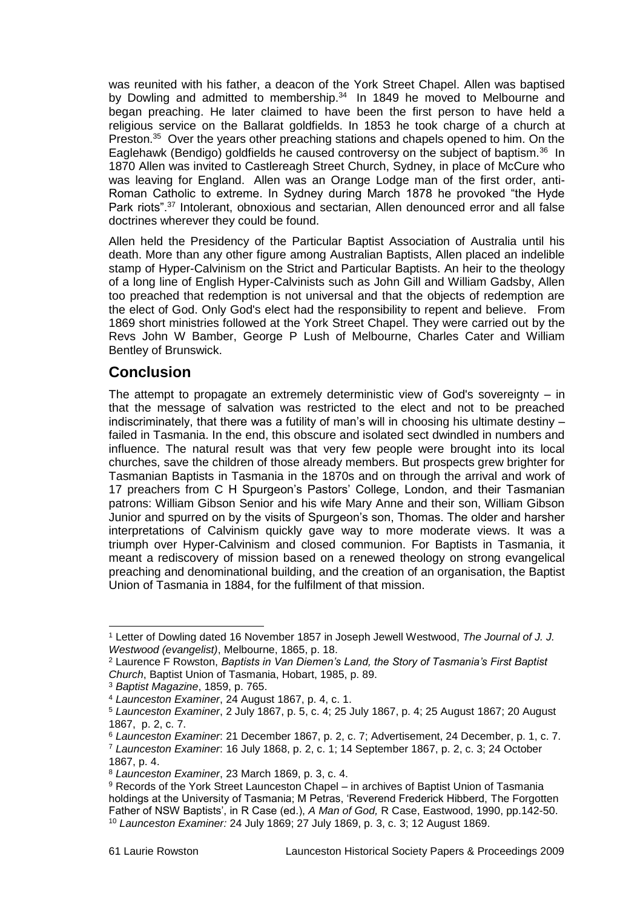was reunited with his father, a deacon of the York Street Chapel. Allen was baptised by Dowling and admitted to membership.[34] In 1849 he moved to Melbourne and began preaching. He later claimed to have been the first person to have held a religious service on the Ballarat goldfields. In 1853 he took charge of a church at Preston.[35] Over the years other preaching stations and chapels opened to him. On the Eaglehawk (Bendigo) goldfields he caused controversy on the subject of baptism.[36] In 1870 Allen was invited to Castlereagh Street Church, Sydney, in place of McCure who was leaving for England. Allen was an Orange Lodge man of the first order, anti-Roman Catholic to extreme. In Sydney during March 1878 he provoked "the Hyde Park riots".[37] Intolerant, obnoxious and sectarian, Allen denounced error and all false doctrines wherever they could be found.

Allen held the Presidency of the Particular Baptist Association of Australia until his death. More than any other figure among Australian Baptists, Allen placed an indelible stamp of Hyper-Calvinism on the Strict and Particular Baptists. An heir to the theology of a long line of English Hyper-Calvinists such as John Gill and William Gadsby, Allen too preached that redemption is not universal and that the objects of redemption are the elect of God. Only God's elect had the responsibility to repent and believe. From 1869 short ministries followed at the York Street Chapel. They were carried out by the Revs John W Bamber, George P Lush of Melbourne, Charles Cater and William Bentley of Brunswick.

## Conclusion

The attempt to propagate an extremely deterministic view of God's sovereignty – in that the message of salvation was restricted to the elect and not to be preached indiscriminately, that there was a futility of man's will in choosing his ultimate destiny – failed in Tasmania. In the end, this obscure and isolated sect dwindled in numbers and influence. The natural result was that very few people were brought into its local churches, save the children of those already members. But prospects grew brighter for Tasmanian Baptists in Tasmania in the 1870s and on through the arrival and work of 17 preachers from C H Spurgeon's Pastors' College, London, and their Tasmanian patrons: William Gibson Senior and his wife Mary Anne and their son, William Gibson Junior and spurred on by the visits of Spurgeon's son, Thomas. The older and harsher interpretations of Calvinism quickly gave way to more moderate views. It was a triumph over Hyper-Calvinism and closed communion. For Baptists in Tasmania, it meant a rediscovery of mission based on a renewed theology on strong evangelical preaching and denominational building, and the creation of an organisation, the Baptist Union of Tasmania in 1884, for the fulfilment of that mission.

---

[1] Letter of Dowling dated 16 November 1857 in Joseph Jewell Westwood, *The Journal of J. J. Westwood (evangelist)*, Melbourne, 1865, p. 18.

[2] Laurence F Rowston, *Baptists in Van Diemen's Land, the Story of Tasmania's First Baptist Church*, Baptist Union of Tasmania, Hobart, 1985, p. 89.

[3] *Baptist Magazine*, 1859, p. 765.

[4] *Launceston Examiner*, 24 August 1867, p. 4, c. 1.

[5] *Launceston Examiner*, 2 July 1867, p. 5, c. 4; 25 July 1867, p. 4; 25 August 1867; 20 August 1867, p. 2, c. 7.

[6] *Launceston Examiner*: 21 December 1867, p. 2, c. 7; Advertisement, 24 December, p. 1, c. 7.

[7] *Launceston Examiner*: 16 July 1868, p. 2, c. 1; 14 September 1867, p. 2, c. 3; 24 October 1867, p. 4.

[8] *Launceston Examiner*, 23 March 1869, p. 3, c. 4.

[9] Records of the York Street Launceston Chapel – in archives of Baptist Union of Tasmania holdings at the University of Tasmania; M Petras, 'Reverend Frederick Hibberd, The Forgotten Father of NSW Baptists', in R Case (ed.), *A Man of God,* R Case, Eastwood, 1990, pp.142-50.

[10] *Launceston Examiner:* 24 July 1869; 27 July 1869, p. 3, c. 3; 12 August 1869.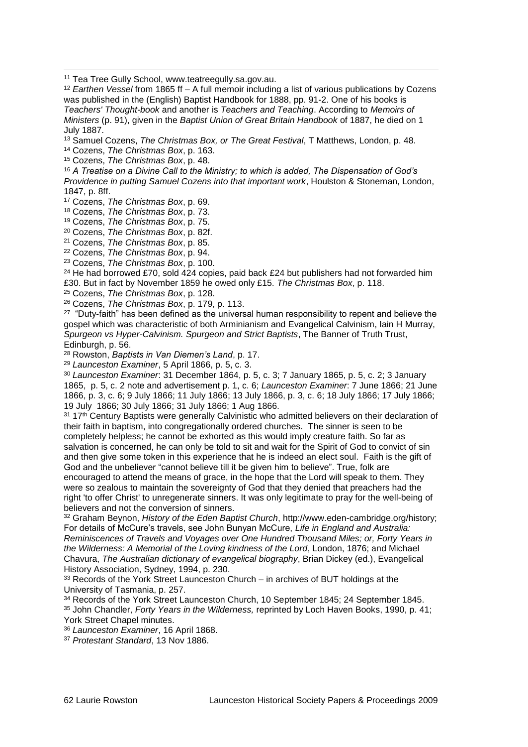[11] Tea Tree Gully School, www.teatreegully.sa.gov.au.

[12] *Earthen Vessel* from 1865 ff – A full memoir including a list of various publications by Cozens was published in the (English) Baptist Handbook for 1888, pp. 91-2. One of his books is *Teachers' Thought-book* and another is *Teachers and Teaching*. According to *Memoirs of Ministers* (p. 91), given in the *Baptist Union of Great Britain Handbook* of 1887, he died on 1 July 1887.

[13] Samuel Cozens, *The Christmas Box, or The Great Festival*, T Matthews, London, p. 48.

[14] Cozens, *The Christmas Box*, p. 163.

[15] Cozens, *The Christmas Box*, p. 48.

[16] *A Treatise on a Divine Call to the Ministry; to which is added, The Dispensation of God's Providence in putting Samuel Cozens into that important work*, Houlston & Stoneman, London, 1847, p. 8ff.

[17] Cozens, *The Christmas Box*, p. 69.

[18] Cozens, *The Christmas Box*, p. 73.

[19] Cozens, *The Christmas Box*, p. 75.

[20] Cozens, *The Christmas Box*, p. 82f.

[21] Cozens, *The Christmas Box*, p. 85.

[22] Cozens, *The Christmas Box*, p. 94.

[23] Cozens, *The Christmas Box*, p. 100.

[24] He had borrowed £70, sold 424 copies, paid back £24 but publishers had not forwarded him £30. But in fact by November 1859 he owed only £15. *The Christmas Box*, p. 118.

[25] Cozens, *The Christmas Box*, p. 128.

[26] Cozens, *The Christmas Box*, p. 179, p. 113.

[27] "Duty-faith" has been defined as the universal human responsibility to repent and believe the gospel which was characteristic of both Arminianism and Evangelical Calvinism, Iain H Murray, *Spurgeon vs Hyper-Calvinism. Spurgeon and Strict Baptists*, The Banner of Truth Trust, Edinburgh, p. 56.

[28] Rowston, *Baptists in Van Diemen's Land*, p. 17.

[29] *Launceston Examiner*, 5 April 1866, p. 5, c. 3.

[30] *Launceston Examiner*: 31 December 1864, p. 5, c. 3; 7 January 1865, p. 5, c. 2; 3 January 1865, p. 5, c. 2 note and advertisement p. 1, c. 6; *Launceston Examiner*: 7 June 1866; 21 June 1866, p. 3, c. 6; 9 July 1866; 11 July 1866; 13 July 1866, p. 3, c. 6; 18 July 1866; 17 July 1866; 19 July 1866; 30 July 1866; 31 July 1866; 1 Aug 1866.

[31] 17th Century Baptists were generally Calvinistic who admitted believers on their declaration of their faith in baptism, into congregationally ordered churches. The sinner is seen to be completely helpless; he cannot be exhorted as this would imply creature faith. So far as salvation is concerned, he can only be told to sit and wait for the Spirit of God to convict of sin and then give some token in this experience that he is indeed an elect soul. Faith is the gift of God and the unbeliever "cannot believe till it be given him to believe". True, folk are encouraged to attend the means of grace, in the hope that the Lord will speak to them. They were so zealous to maintain the sovereignty of God that they denied that preachers had the right 'to offer Christ' to unregenerate sinners. It was only legitimate to pray for the well-being of believers and not the conversion of sinners.

[32] Graham Beynon, *History of the Eden Baptist Church*, http://www.eden-cambridge.org/history; For details of McCure's travels, see John Bunyan McCure, *Life in England and Australia: Reminiscences of Travels and Voyages over One Hundred Thousand Miles; or, Forty Years in the Wilderness: A Memorial of the Loving kindness of the Lord*, London, 1876; and Michael Chavura, *The Australian dictionary of evangelical biography*, Brian Dickey (ed.), Evangelical History Association, Sydney, 1994, p. 230.

[33] Records of the York Street Launceston Church – in archives of BUT holdings at the University of Tasmania, p. 257.

[34] Records of the York Street Launceston Church, 10 September 1845; 24 September 1845.

[35] John Chandler, *Forty Years in the Wilderness,* reprinted by Loch Haven Books, 1990, p. 41; York Street Chapel minutes.

[36] *Launceston Examiner*, 16 April 1868.

[37] *Protestant Standard*, 13 Nov 1886.